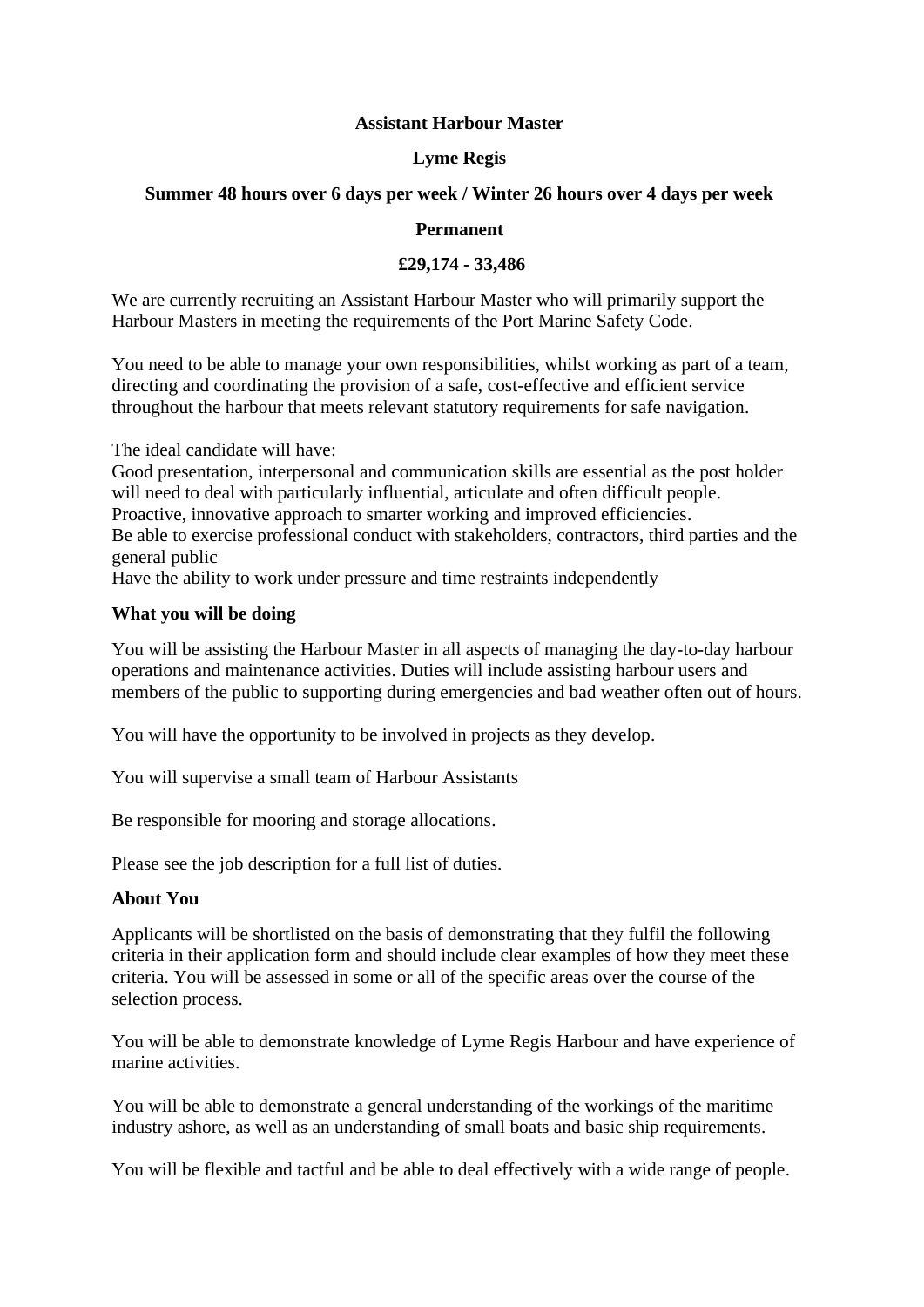**Assistant Harbour Master**

**Lyme Regis**

**Summer 48 hours over 6 days per week / Winter 26 hours over 4 days per week**

**Permanent**

**£29,174 - 33,486**

We are currently recruiting an Assistant Harbour Master who will primarily support the Harbour Masters in meeting the requirements of the Port Marine Safety Code.

You need to be able to manage your own responsibilities, whilst working as part of a team, directing and coordinating the provision of a safe, cost-effective and efficient service throughout the harbour that meets relevant statutory requirements for safe navigation.

The ideal candidate will have:
Good presentation, interpersonal and communication skills are essential as the post holder will need to deal with particularly influential, articulate and often difficult people.
Proactive, innovative approach to smarter working and improved efficiencies.
Be able to exercise professional conduct with stakeholders, contractors, third parties and the general public
Have the ability to work under pressure and time restraints independently

## What you will be doing

You will be assisting the Harbour Master in all aspects of managing the day-to-day harbour operations and maintenance activities. Duties will include assisting harbour users and members of the public to supporting during emergencies and bad weather often out of hours.

You will have the opportunity to be involved in projects as they develop.

You will supervise a small team of Harbour Assistants

Be responsible for mooring and storage allocations.

Please see the job description for a full list of duties.

## About You

Applicants will be shortlisted on the basis of demonstrating that they fulfil the following criteria in their application form and should include clear examples of how they meet these criteria. You will be assessed in some or all of the specific areas over the course of the selection process.

You will be able to demonstrate knowledge of Lyme Regis Harbour and have experience of marine activities.

You will be able to demonstrate a general understanding of the workings of the maritime industry ashore, as well as an understanding of small boats and basic ship requirements.

You will be flexible and tactful and be able to deal effectively with a wide range of people.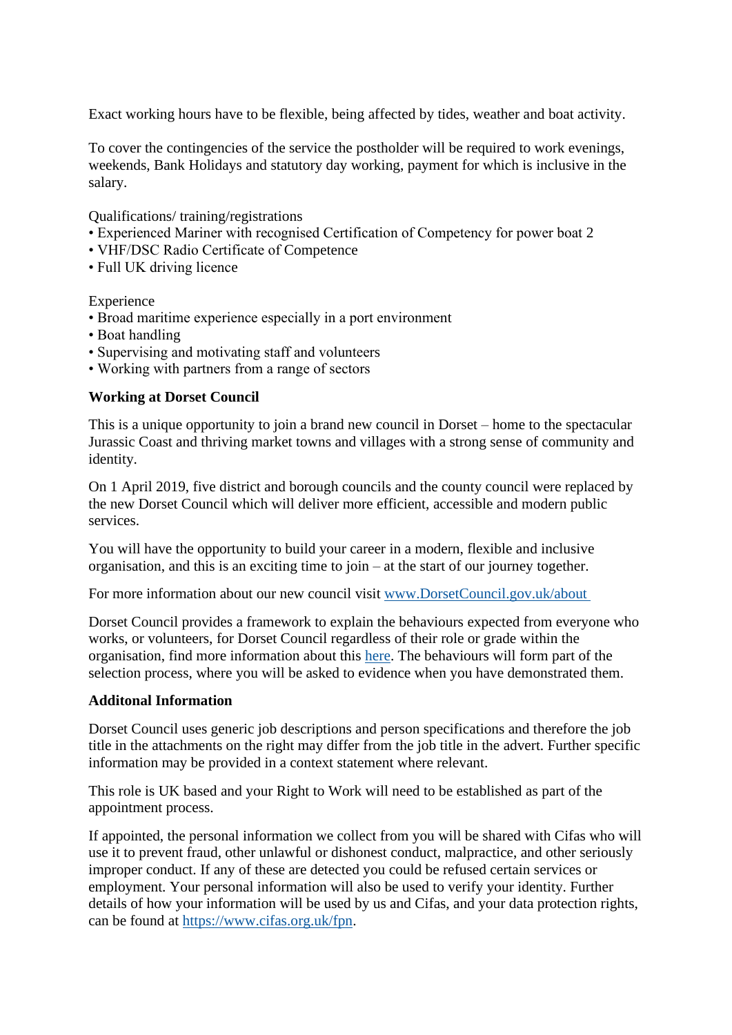Exact working hours have to be flexible, being affected by tides, weather and boat activity.

To cover the contingencies of the service the postholder will be required to work evenings, weekends, Bank Holidays and statutory day working, payment for which is inclusive in the salary.

Qualifications/ training/registrations

- Experienced Mariner with recognised Certification of Competency for power boat 2
- VHF/DSC Radio Certificate of Competence
- Full UK driving licence

Experience

- Broad maritime experience especially in a port environment
- Boat handling
- Supervising and motivating staff and volunteers
- Working with partners from a range of sectors

**Working at Dorset Council**

This is a unique opportunity to join a brand new council in Dorset – home to the spectacular Jurassic Coast and thriving market towns and villages with a strong sense of community and identity.

On 1 April 2019, five district and borough councils and the county council were replaced by the new Dorset Council which will deliver more efficient, accessible and modern public services.

You will have the opportunity to build your career in a modern, flexible and inclusive organisation, and this is an exciting time to join – at the start of our journey together.

For more information about our new council visit [www.DorsetCouncil.gov.uk/about](www.DorsetCouncil.gov.uk/about)

Dorset Council provides a framework to explain the behaviours expected from everyone who works, or volunteers, for Dorset Council regardless of their role or grade within the organisation, find more information about this here. The behaviours will form part of the selection process, where you will be asked to evidence when you have demonstrated them.

**Additonal Information**

Dorset Council uses generic job descriptions and person specifications and therefore the job title in the attachments on the right may differ from the job title in the advert. Further specific information may be provided in a context statement where relevant.

This role is UK based and your Right to Work will need to be established as part of the appointment process.

If appointed, the personal information we collect from you will be shared with Cifas who will use it to prevent fraud, other unlawful or dishonest conduct, malpractice, and other seriously improper conduct. If any of these are detected you could be refused certain services or employment. Your personal information will also be used to verify your identity. Further details of how your information will be used by us and Cifas, and your data protection rights, can be found at [https://www.cifas.org.uk/fpn](https://www.cifas.org.uk/fpn).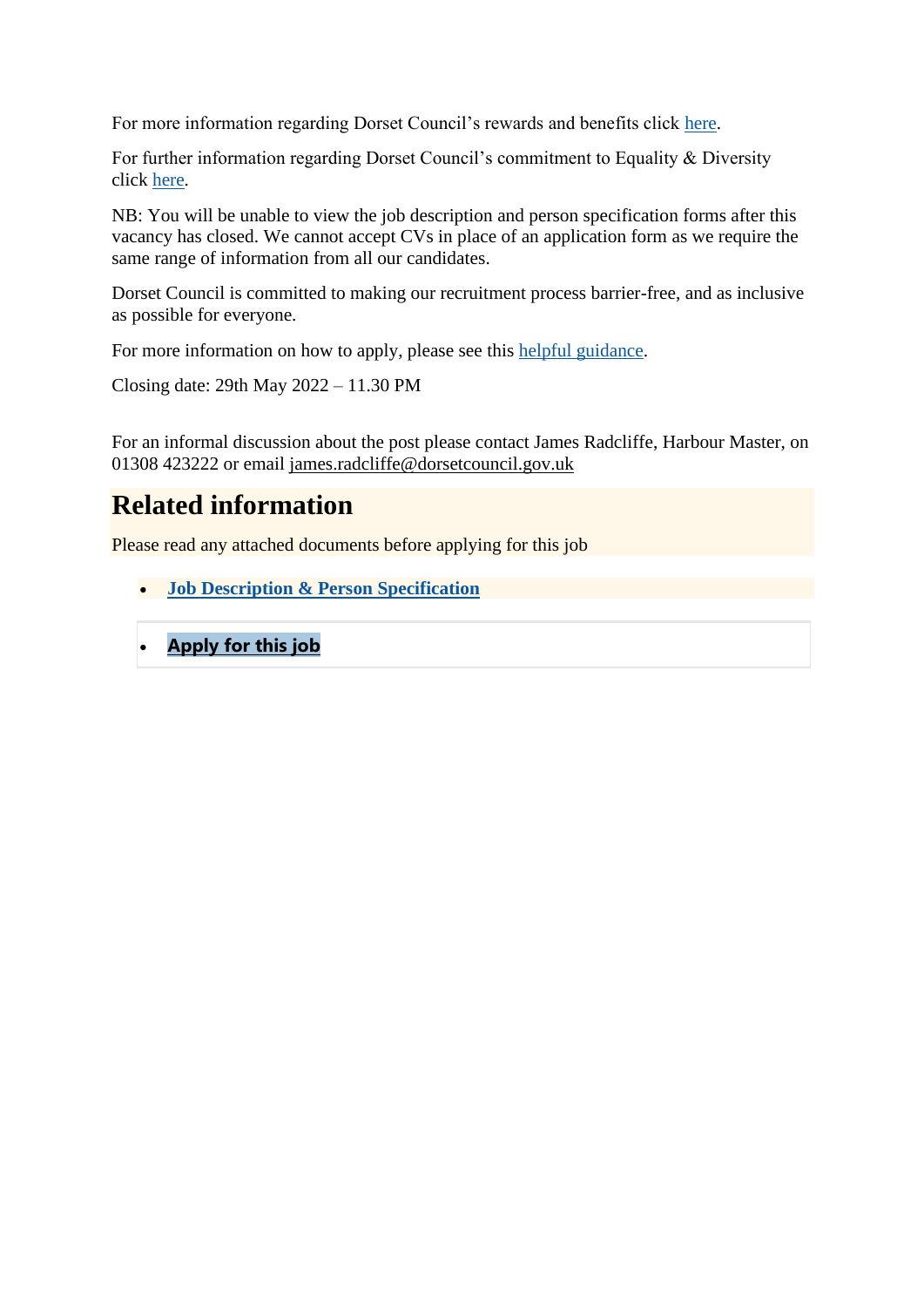For more information regarding Dorset Council's rewards and benefits click here.

For further information regarding Dorset Council's commitment to Equality & Diversity click here.

NB: You will be unable to view the job description and person specification forms after this vacancy has closed. We cannot accept CVs in place of an application form as we require the same range of information from all our candidates.

Dorset Council is committed to making our recruitment process barrier-free, and as inclusive as possible for everyone.

For more information on how to apply, please see this helpful guidance.

Closing date: 29th May 2022 – 11.30 PM

For an informal discussion about the post please contact James Radcliffe, Harbour Master, on 01308 423222 or email james.radcliffe@dorsetcouncil.gov.uk

## Related information

Please read any attached documents before applying for this job

- **Job Description & Person Specification**

- **Apply for this job**